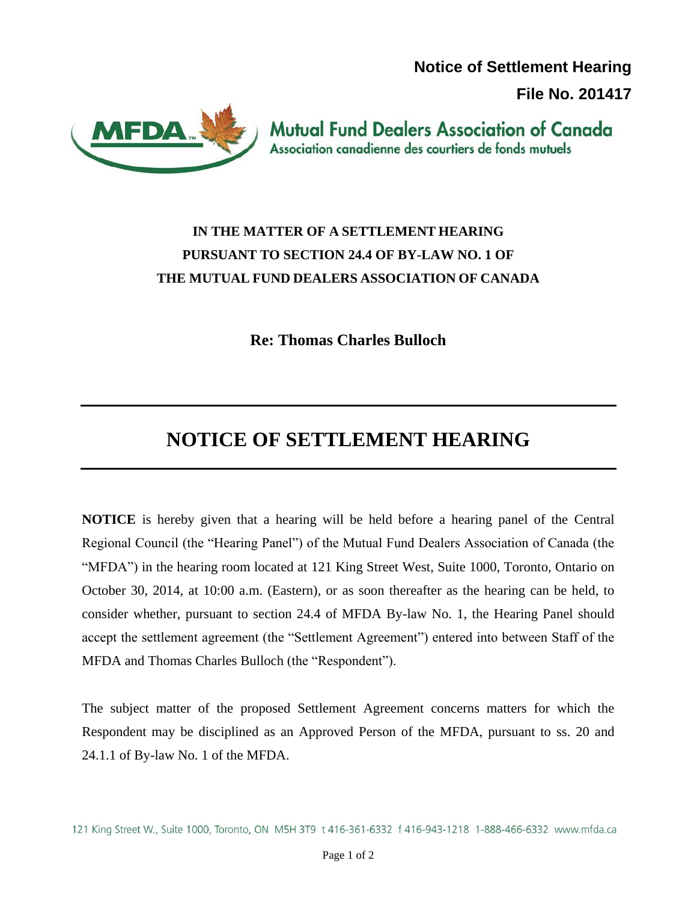**Notice of Settlement Hearing**

**File No. 201417**

Mutual Fund Dealers Association of Canada
Association canadienne des courtiers de fonds mutuels

**IN THE MATTER OF A SETTLEMENT HEARING PURSUANT TO SECTION 24.4 OF BY-LAW NO. 1 OF THE MUTUAL FUND DEALERS ASSOCIATION OF CANADA**

**Re: Thomas Charles Bulloch**

# NOTICE OF SETTLEMENT HEARING

**NOTICE** is hereby given that a hearing will be held before a hearing panel of the Central Regional Council (the "Hearing Panel") of the Mutual Fund Dealers Association of Canada (the "MFDA") in the hearing room located at 121 King Street West, Suite 1000, Toronto, Ontario on October 30, 2014, at 10:00 a.m. (Eastern), or as soon thereafter as the hearing can be held, to consider whether, pursuant to section 24.4 of MFDA By-law No. 1, the Hearing Panel should accept the settlement agreement (the "Settlement Agreement") entered into between Staff of the MFDA and Thomas Charles Bulloch (the "Respondent").

The subject matter of the proposed Settlement Agreement concerns matters for which the Respondent may be disciplined as an Approved Person of the MFDA, pursuant to ss. 20 and 24.1.1 of By-law No. 1 of the MFDA.

121 King Street W., Suite 1000, Toronto, ON M5H 3T9 t 416-361-6332 f 416-943-1218 1-888-466-6332 www.mfda.ca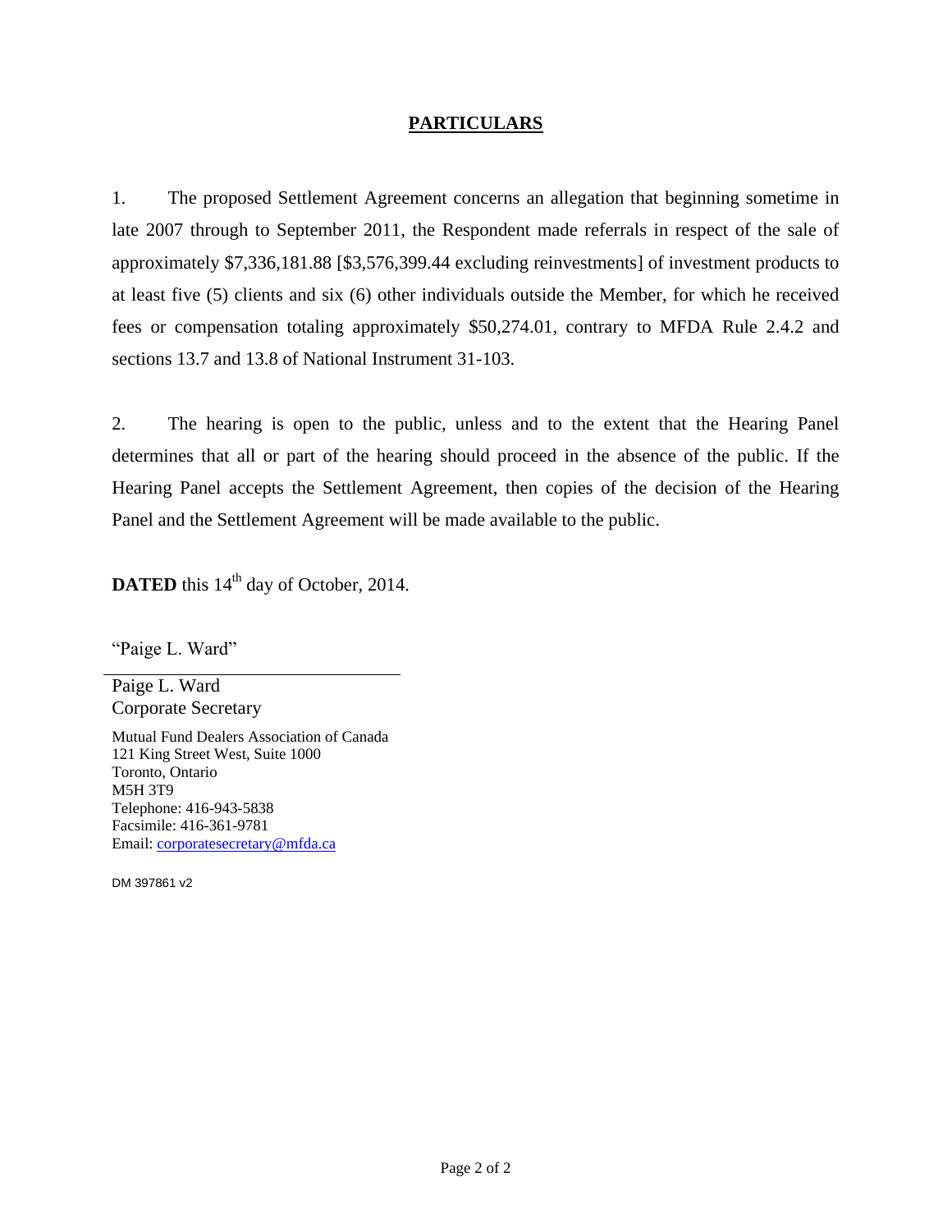## PARTICULARS

1. The proposed Settlement Agreement concerns an allegation that beginning sometime in late 2007 through to September 2011, the Respondent made referrals in respect of the sale of approximately $7,336,181.88 [$3,576,399.44 excluding reinvestments] of investment products to at least five (5) clients and six (6) other individuals outside the Member, for which he received fees or compensation totaling approximately $50,274.01, contrary to MFDA Rule 2.4.2 and sections 13.7 and 13.8 of National Instrument 31-103.

2. The hearing is open to the public, unless and to the extent that the Hearing Panel determines that all or part of the hearing should proceed in the absence of the public. If the Hearing Panel accepts the Settlement Agreement, then copies of the decision of the Hearing Panel and the Settlement Agreement will be made available to the public.

**DATED** this 14th day of October, 2014.

"Paige L. Ward"

Paige L. Ward
Corporate Secretary

Mutual Fund Dealers Association of Canada
121 King Street West, Suite 1000
Toronto, Ontario
M5H 3T9
Telephone: 416-943-5838
Facsimile: 416-361-9781
Email: corporatesecretary@mfda.ca

DM 397861 v2